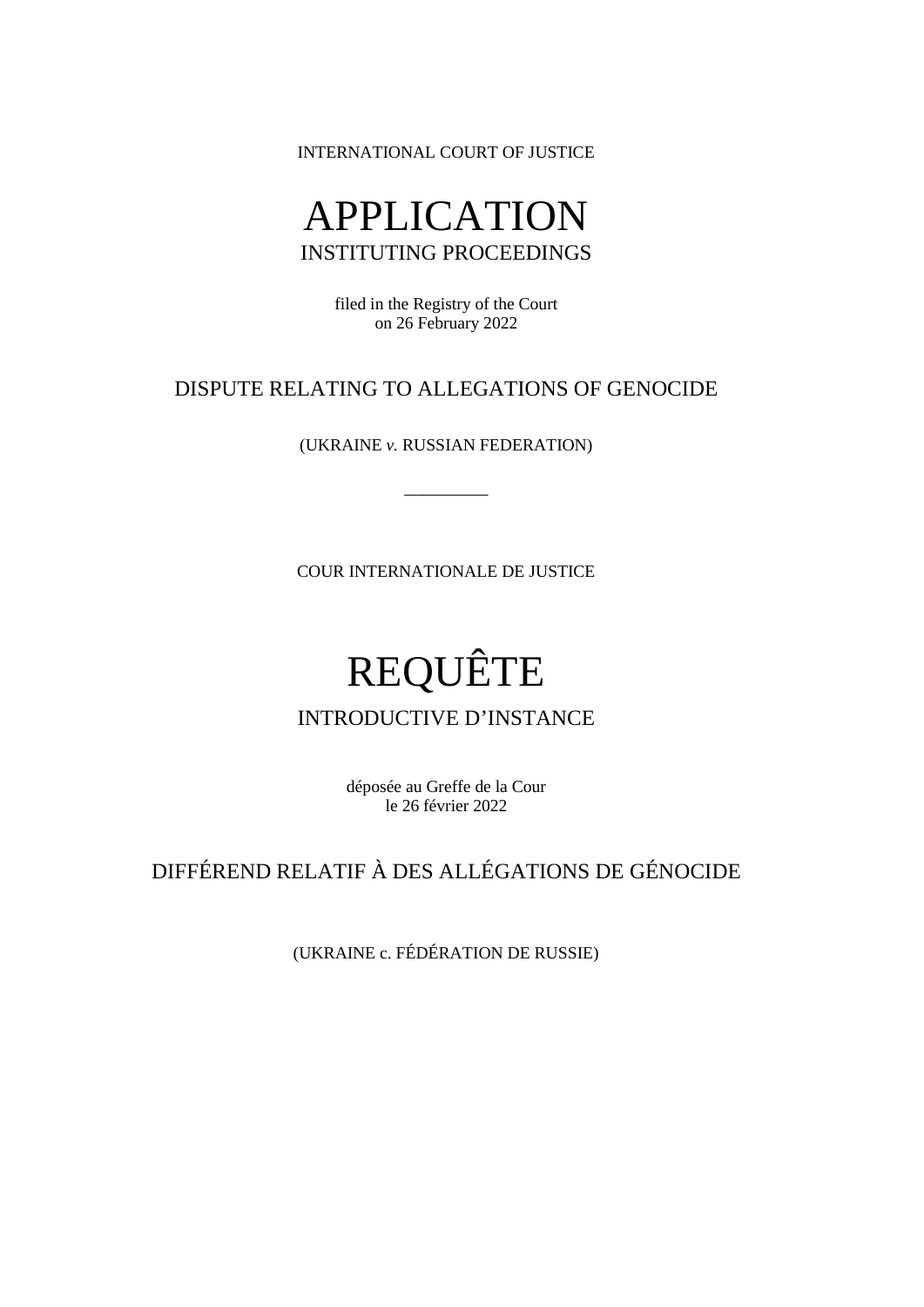INTERNATIONAL COURT OF JUSTICE

# APPLICATION

## INSTITUTING PROCEEDINGS

filed in the Registry of the Court
on 26 February 2022

## DISPUTE RELATING TO ALLEGATIONS OF GENOCIDE

(UKRAINE *v.* RUSSIAN FEDERATION)

\_\_\_\_\_\_\_\_\_

COUR INTERNATIONALE DE JUSTICE

# REQUÊTE

## INTRODUCTIVE D'INSTANCE

déposée au Greffe de la Cour
le 26 février 2022

## DIFFÉREND RELATIF À DES ALLÉGATIONS DE GÉNOCIDE

(UKRAINE c. FÉDÉRATION DE RUSSIE)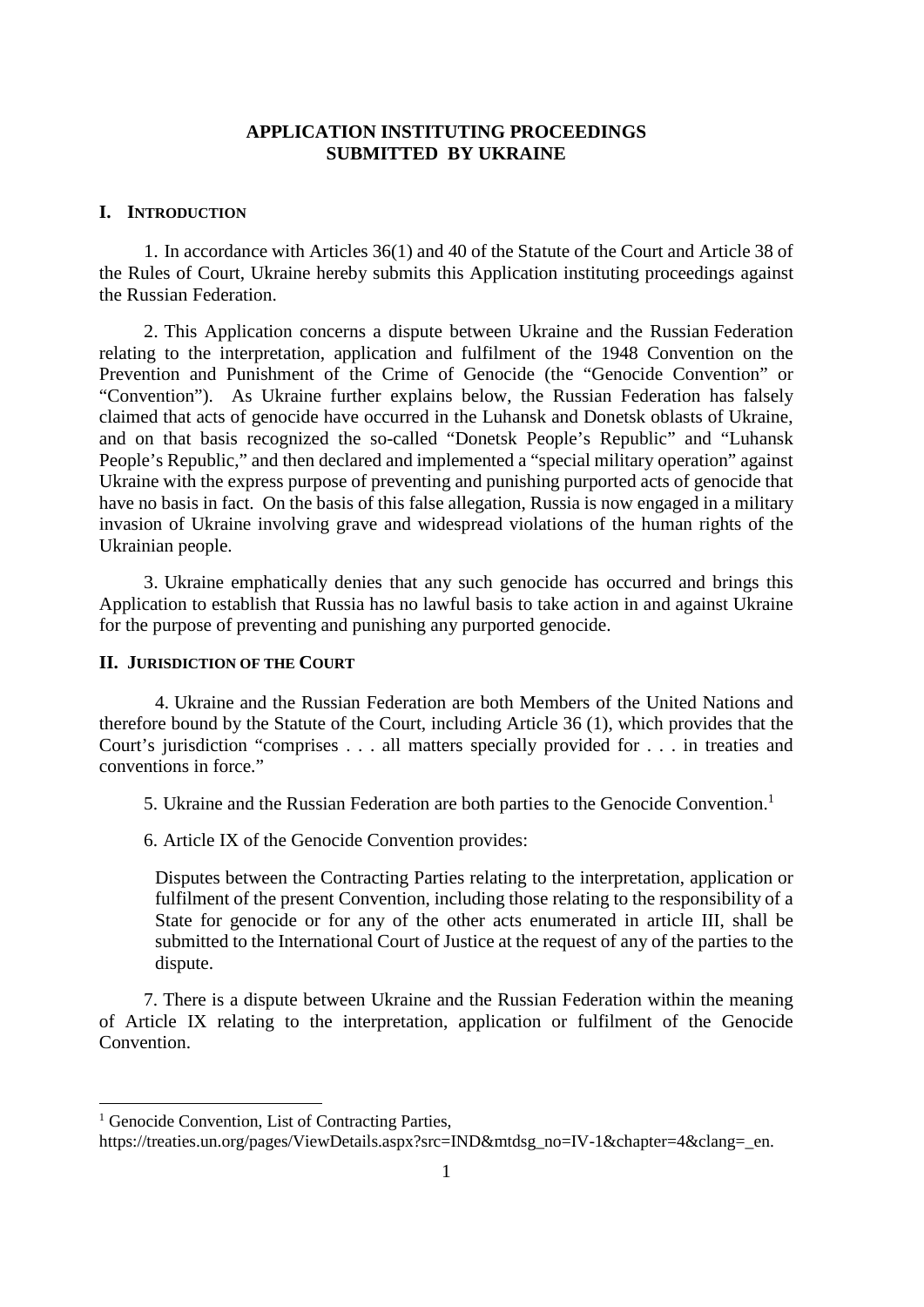**APPLICATION INSTITUTING PROCEEDINGS**
**SUBMITTED BY UKRAINE**

## I. INTRODUCTION

1. In accordance with Articles 36(1) and 40 of the Statute of the Court and Article 38 of the Rules of Court, Ukraine hereby submits this Application instituting proceedings against the Russian Federation.

2. This Application concerns a dispute between Ukraine and the Russian Federation relating to the interpretation, application and fulfilment of the 1948 Convention on the Prevention and Punishment of the Crime of Genocide (the "Genocide Convention" or "Convention"). As Ukraine further explains below, the Russian Federation has falsely claimed that acts of genocide have occurred in the Luhansk and Donetsk oblasts of Ukraine, and on that basis recognized the so-called "Donetsk People's Republic" and "Luhansk People's Republic," and then declared and implemented a "special military operation" against Ukraine with the express purpose of preventing and punishing purported acts of genocide that have no basis in fact. On the basis of this false allegation, Russia is now engaged in a military invasion of Ukraine involving grave and widespread violations of the human rights of the Ukrainian people.

3. Ukraine emphatically denies that any such genocide has occurred and brings this Application to establish that Russia has no lawful basis to take action in and against Ukraine for the purpose of preventing and punishing any purported genocide.

## II. JURISDICTION OF THE COURT

4. Ukraine and the Russian Federation are both Members of the United Nations and therefore bound by the Statute of the Court, including Article 36 (1), which provides that the Court's jurisdiction "comprises . . . all matters specially provided for . . . in treaties and conventions in force."

5. Ukraine and the Russian Federation are both parties to the Genocide Convention.[1]

6. Article IX of the Genocide Convention provides:

> Disputes between the Contracting Parties relating to the interpretation, application or fulfilment of the present Convention, including those relating to the responsibility of a State for genocide or for any of the other acts enumerated in article III, shall be submitted to the International Court of Justice at the request of any of the parties to the dispute.

7. There is a dispute between Ukraine and the Russian Federation within the meaning of Article IX relating to the interpretation, application or fulfilment of the Genocide Convention.

---

[1] Genocide Convention, List of Contracting Parties, https://treaties.un.org/pages/ViewDetails.aspx?src=IND&mtdsg_no=IV-1&chapter=4&clang=_en.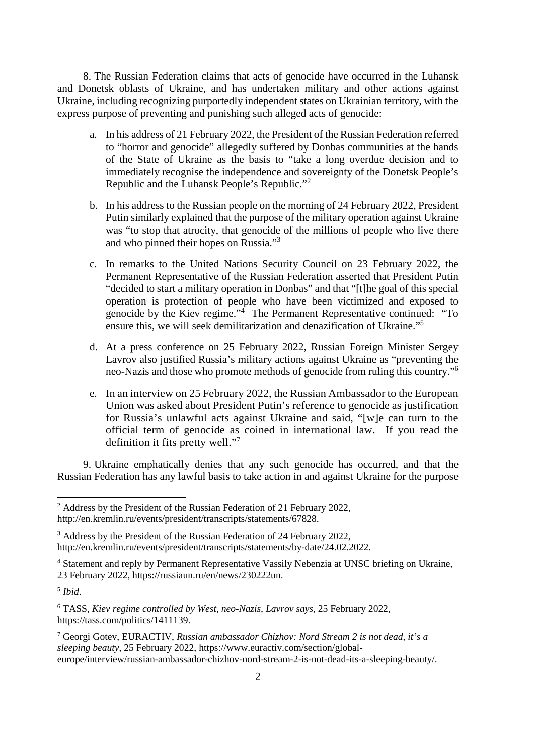8. The Russian Federation claims that acts of genocide have occurred in the Luhansk and Donetsk oblasts of Ukraine, and has undertaken military and other actions against Ukraine, including recognizing purportedly independent states on Ukrainian territory, with the express purpose of preventing and punishing such alleged acts of genocide:

a. In his address of 21 February 2022, the President of the Russian Federation referred to "horror and genocide" allegedly suffered by Donbas communities at the hands of the State of Ukraine as the basis to "take a long overdue decision and to immediately recognise the independence and sovereignty of the Donetsk People's Republic and the Luhansk People's Republic."[2]

b. In his address to the Russian people on the morning of 24 February 2022, President Putin similarly explained that the purpose of the military operation against Ukraine was "to stop that atrocity, that genocide of the millions of people who live there and who pinned their hopes on Russia."[3]

c. In remarks to the United Nations Security Council on 23 February 2022, the Permanent Representative of the Russian Federation asserted that President Putin "decided to start a military operation in Donbas" and that "[t]he goal of this special operation is protection of people who have been victimized and exposed to genocide by the Kiev regime."[4] The Permanent Representative continued: "To ensure this, we will seek demilitarization and denazification of Ukraine."[5]

d. At a press conference on 25 February 2022, Russian Foreign Minister Sergey Lavrov also justified Russia's military actions against Ukraine as "preventing the neo-Nazis and those who promote methods of genocide from ruling this country."[6]

e. In an interview on 25 February 2022, the Russian Ambassador to the European Union was asked about President Putin's reference to genocide as justification for Russia's unlawful acts against Ukraine and said, "[w]e can turn to the official term of genocide as coined in international law. If you read the definition it fits pretty well."[7]

9. Ukraine emphatically denies that any such genocide has occurred, and that the Russian Federation has any lawful basis to take action in and against Ukraine for the purpose

---

[2] Address by the President of the Russian Federation of 21 February 2022, http://en.kremlin.ru/events/president/transcripts/statements/67828.

[3] Address by the President of the Russian Federation of 24 February 2022, http://en.kremlin.ru/events/president/transcripts/statements/by-date/24.02.2022.

[4] Statement and reply by Permanent Representative Vassily Nebenzia at UNSC briefing on Ukraine, 23 February 2022, https://russiaun.ru/en/news/230222un.

[5] *Ibid.*

[6] TASS, *Kiev regime controlled by West, neo-Nazis, Lavrov says*, 25 February 2022, https://tass.com/politics/1411139.

[7] Georgi Gotev, EURACTIV, *Russian ambassador Chizhov: Nord Stream 2 is not dead, it's a sleeping beauty*, 25 February 2022, https://www.euractiv.com/section/global-europe/interview/russian-ambassador-chizhov-nord-stream-2-is-not-dead-its-a-sleeping-beauty/.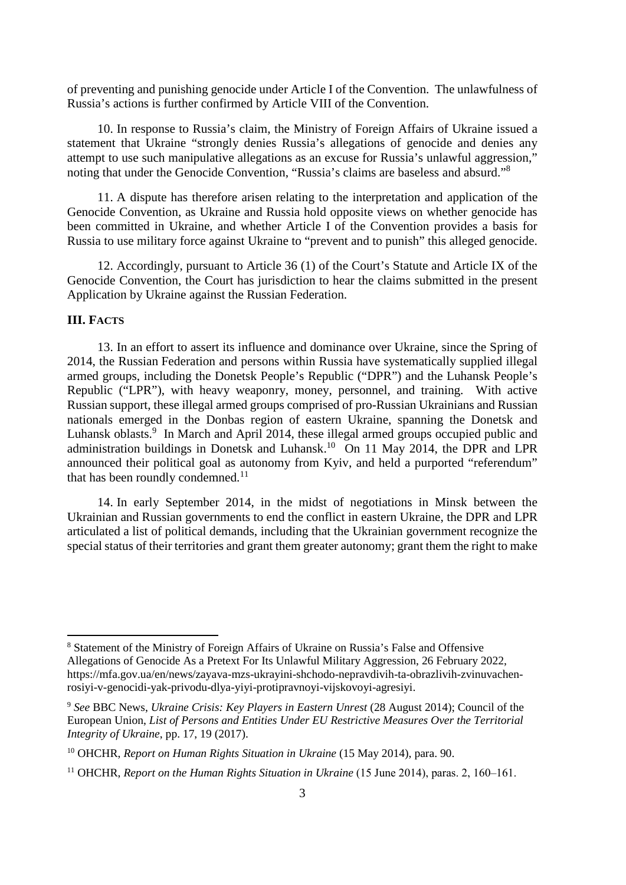of preventing and punishing genocide under Article I of the Convention. The unlawfulness of Russia's actions is further confirmed by Article VIII of the Convention.

10. In response to Russia's claim, the Ministry of Foreign Affairs of Ukraine issued a statement that Ukraine "strongly denies Russia's allegations of genocide and denies any attempt to use such manipulative allegations as an excuse for Russia's unlawful aggression," noting that under the Genocide Convention, "Russia's claims are baseless and absurd."[8]

11. A dispute has therefore arisen relating to the interpretation and application of the Genocide Convention, as Ukraine and Russia hold opposite views on whether genocide has been committed in Ukraine, and whether Article I of the Convention provides a basis for Russia to use military force against Ukraine to "prevent and to punish" this alleged genocide.

12. Accordingly, pursuant to Article 36 (1) of the Court's Statute and Article IX of the Genocide Convention, the Court has jurisdiction to hear the claims submitted in the present Application by Ukraine against the Russian Federation.

## III. Facts

13. In an effort to assert its influence and dominance over Ukraine, since the Spring of 2014, the Russian Federation and persons within Russia have systematically supplied illegal armed groups, including the Donetsk People's Republic ("DPR") and the Luhansk People's Republic ("LPR"), with heavy weaponry, money, personnel, and training. With active Russian support, these illegal armed groups comprised of pro-Russian Ukrainians and Russian nationals emerged in the Donbas region of eastern Ukraine, spanning the Donetsk and Luhansk oblasts.[9] In March and April 2014, these illegal armed groups occupied public and administration buildings in Donetsk and Luhansk.[10] On 11 May 2014, the DPR and LPR announced their political goal as autonomy from Kyiv, and held a purported "referendum" that has been roundly condemned.[11]

14. In early September 2014, in the midst of negotiations in Minsk between the Ukrainian and Russian governments to end the conflict in eastern Ukraine, the DPR and LPR articulated a list of political demands, including that the Ukrainian government recognize the special status of their territories and grant them greater autonomy; grant them the right to make

---

[8] Statement of the Ministry of Foreign Affairs of Ukraine on Russia's False and Offensive Allegations of Genocide As a Pretext For Its Unlawful Military Aggression, 26 February 2022, https://mfa.gov.ua/en/news/zayava-mzs-ukrayini-shchodo-nepravdivih-ta-obrazlivih-zvinuvachen-rosiyi-v-genocidi-yak-privodu-dlya-yiyi-protipravnoyi-vijskovoyi-agresiyi.

[9] *See* BBC News, *Ukraine Crisis: Key Players in Eastern Unrest* (28 August 2014); Council of the European Union, *List of Persons and Entities Under EU Restrictive Measures Over the Territorial Integrity of Ukraine*, pp. 17, 19 (2017).

[10] OHCHR, *Report on Human Rights Situation in Ukraine* (15 May 2014), para. 90.

[11] OHCHR, *Report on the Human Rights Situation in Ukraine* (15 June 2014), paras. 2, 160–161.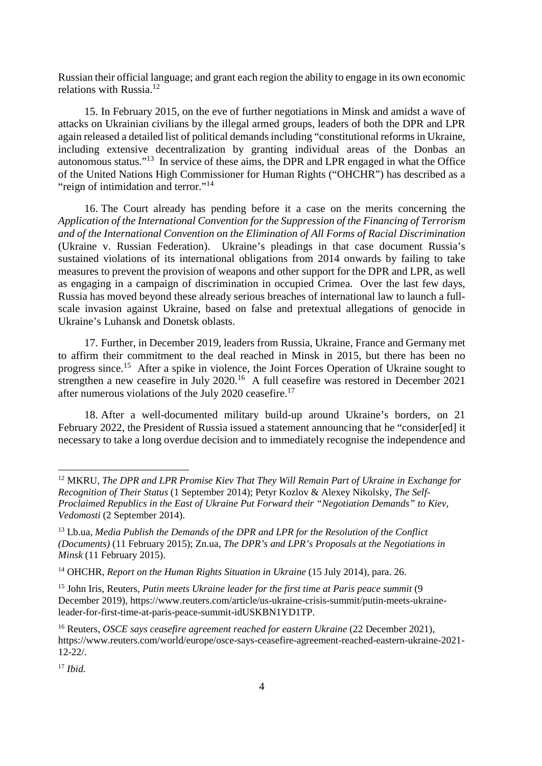Russian their official language; and grant each region the ability to engage in its own economic relations with Russia.[12]

15. In February 2015, on the eve of further negotiations in Minsk and amidst a wave of attacks on Ukrainian civilians by the illegal armed groups, leaders of both the DPR and LPR again released a detailed list of political demands including "constitutional reforms in Ukraine, including extensive decentralization by granting individual areas of the Donbas an autonomous status."[13] In service of these aims, the DPR and LPR engaged in what the Office of the United Nations High Commissioner for Human Rights ("OHCHR") has described as a "reign of intimidation and terror."[14]

16. The Court already has pending before it a case on the merits concerning the *Application of the International Convention for the Suppression of the Financing of Terrorism and of the International Convention on the Elimination of All Forms of Racial Discrimination* (Ukraine v. Russian Federation). Ukraine's pleadings in that case document Russia's sustained violations of its international obligations from 2014 onwards by failing to take measures to prevent the provision of weapons and other support for the DPR and LPR, as well as engaging in a campaign of discrimination in occupied Crimea. Over the last few days, Russia has moved beyond these already serious breaches of international law to launch a full-scale invasion against Ukraine, based on false and pretextual allegations of genocide in Ukraine's Luhansk and Donetsk oblasts.

17. Further, in December 2019, leaders from Russia, Ukraine, France and Germany met to affirm their commitment to the deal reached in Minsk in 2015, but there has been no progress since.[15] After a spike in violence, the Joint Forces Operation of Ukraine sought to strengthen a new ceasefire in July 2020.[16] A full ceasefire was restored in December 2021 after numerous violations of the July 2020 ceasefire.[17]

18. After a well-documented military build-up around Ukraine's borders, on 21 February 2022, the President of Russia issued a statement announcing that he "consider[ed] it necessary to take a long overdue decision and to immediately recognise the independence and

---

[12] MKRU, *The DPR and LPR Promise Kiev That They Will Remain Part of Ukraine in Exchange for Recognition of Their Status* (1 September 2014); Petyr Kozlov & Alexey Nikolsky, *The Self-Proclaimed Republics in the East of Ukraine Put Forward their "Negotiation Demands" to Kiev, Vedomosti* (2 September 2014).

[13] Lb.ua, *Media Publish the Demands of the DPR and LPR for the Resolution of the Conflict (Documents)* (11 February 2015); Zn.ua, *The DPR's and LPR's Proposals at the Negotiations in Minsk* (11 February 2015).

[14] OHCHR, *Report on the Human Rights Situation in Ukraine* (15 July 2014), para. 26.

[15] John Iris, Reuters, *Putin meets Ukraine leader for the first time at Paris peace summit* (9 December 2019), https://www.reuters.com/article/us-ukraine-crisis-summit/putin-meets-ukraine-leader-for-first-time-at-paris-peace-summit-idUSKBN1YD1TP.

[16] Reuters, *OSCE says ceasefire agreement reached for eastern Ukraine* (22 December 2021), https://www.reuters.com/world/europe/osce-says-ceasefire-agreement-reached-eastern-ukraine-2021-12-22/.

[17] *Ibid.*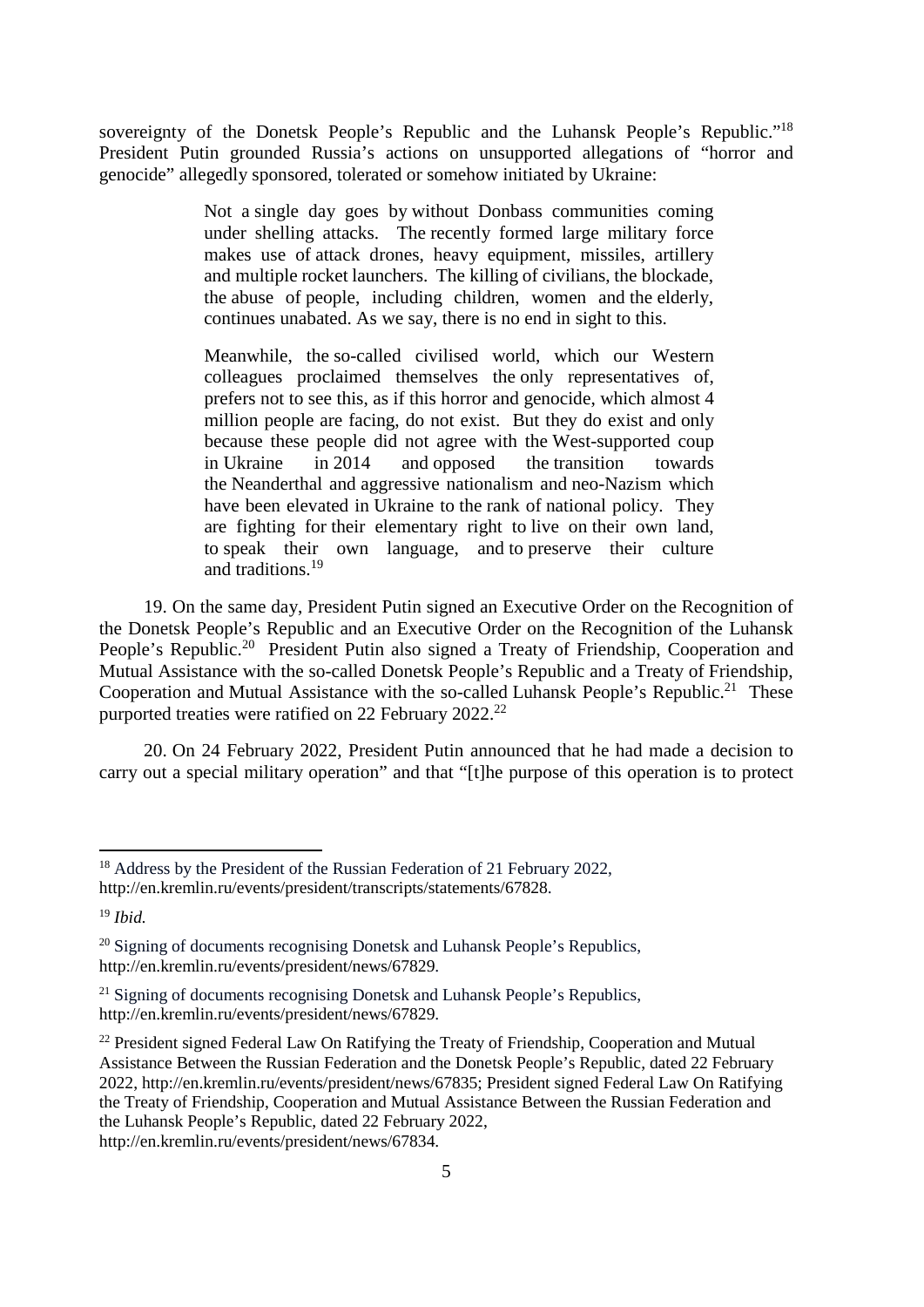sovereignty of the Donetsk People's Republic and the Luhansk People's Republic."[18] President Putin grounded Russia's actions on unsupported allegations of "horror and genocide" allegedly sponsored, tolerated or somehow initiated by Ukraine:

> Not a single day goes by without Donbass communities coming under shelling attacks. The recently formed large military force makes use of attack drones, heavy equipment, missiles, artillery and multiple rocket launchers. The killing of civilians, the blockade, the abuse of people, including children, women and the elderly, continues unabated. As we say, there is no end in sight to this.
>
> Meanwhile, the so-called civilised world, which our Western colleagues proclaimed themselves the only representatives of, prefers not to see this, as if this horror and genocide, which almost 4 million people are facing, do not exist. But they do exist and only because these people did not agree with the West-supported coup in Ukraine in 2014 and opposed the transition towards the Neanderthal and aggressive nationalism and neo-Nazism which have been elevated in Ukraine to the rank of national policy. They are fighting for their elementary right to live on their own land, to speak their own language, and to preserve their culture and traditions.[19]

19. On the same day, President Putin signed an Executive Order on the Recognition of the Donetsk People's Republic and an Executive Order on the Recognition of the Luhansk People's Republic.[20] President Putin also signed a Treaty of Friendship, Cooperation and Mutual Assistance with the so-called Donetsk People's Republic and a Treaty of Friendship, Cooperation and Mutual Assistance with the so-called Luhansk People's Republic.[21] These purported treaties were ratified on 22 February 2022.[22]

20. On 24 February 2022, President Putin announced that he had made a decision to carry out a special military operation" and that "[t]he purpose of this operation is to protect

---

[18] Address by the President of the Russian Federation of 21 February 2022, http://en.kremlin.ru/events/president/transcripts/statements/67828.

[19] *Ibid.*

[20] Signing of documents recognising Donetsk and Luhansk People's Republics, http://en.kremlin.ru/events/president/news/67829.

[21] Signing of documents recognising Donetsk and Luhansk People's Republics, http://en.kremlin.ru/events/president/news/67829.

[22] President signed Federal Law On Ratifying the Treaty of Friendship, Cooperation and Mutual Assistance Between the Russian Federation and the Donetsk People's Republic, dated 22 February 2022, http://en.kremlin.ru/events/president/news/67835; President signed Federal Law On Ratifying the Treaty of Friendship, Cooperation and Mutual Assistance Between the Russian Federation and the Luhansk People's Republic, dated 22 February 2022, http://en.kremlin.ru/events/president/news/67834.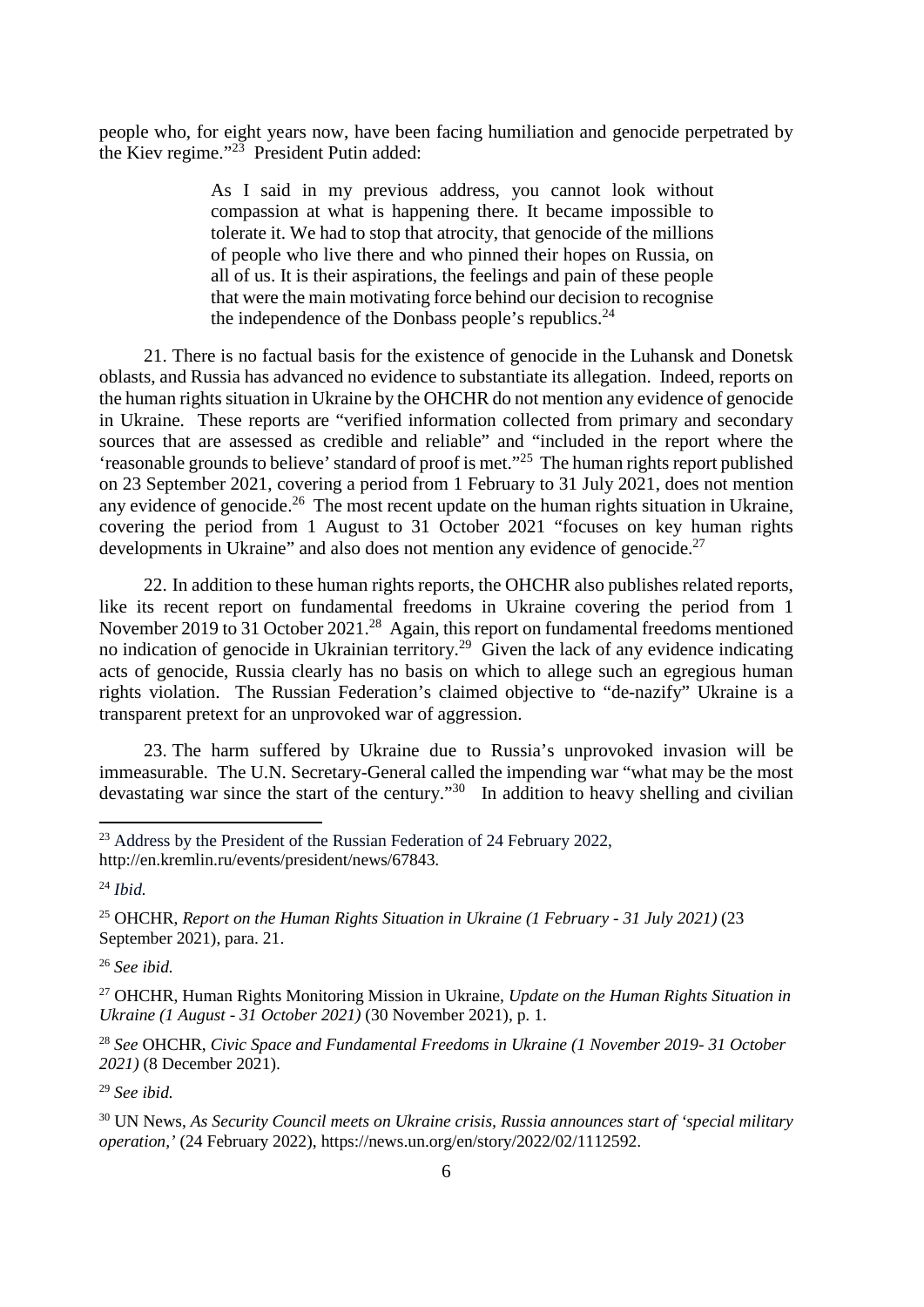people who, for eight years now, have been facing humiliation and genocide perpetrated by the Kiev regime."[23] President Putin added:

> As I said in my previous address, you cannot look without compassion at what is happening there. It became impossible to tolerate it. We had to stop that atrocity, that genocide of the millions of people who live there and who pinned their hopes on Russia, on all of us. It is their aspirations, the feelings and pain of these people that were the main motivating force behind our decision to recognise the independence of the Donbass people's republics.[24]

21. There is no factual basis for the existence of genocide in the Luhansk and Donetsk oblasts, and Russia has advanced no evidence to substantiate its allegation. Indeed, reports on the human rights situation in Ukraine by the OHCHR do not mention any evidence of genocide in Ukraine. These reports are "verified information collected from primary and secondary sources that are assessed as credible and reliable" and "included in the report where the 'reasonable grounds to believe' standard of proof is met."[25] The human rights report published on 23 September 2021, covering a period from 1 February to 31 July 2021, does not mention any evidence of genocide.[26] The most recent update on the human rights situation in Ukraine, covering the period from 1 August to 31 October 2021 "focuses on key human rights developments in Ukraine" and also does not mention any evidence of genocide.[27]

22. In addition to these human rights reports, the OHCHR also publishes related reports, like its recent report on fundamental freedoms in Ukraine covering the period from 1 November 2019 to 31 October 2021.[28] Again, this report on fundamental freedoms mentioned no indication of genocide in Ukrainian territory.[29] Given the lack of any evidence indicating acts of genocide, Russia clearly has no basis on which to allege such an egregious human rights violation. The Russian Federation's claimed objective to "de-nazify" Ukraine is a transparent pretext for an unprovoked war of aggression.

23. The harm suffered by Ukraine due to Russia's unprovoked invasion will be immeasurable. The U.N. Secretary-General called the impending war "what may be the most devastating war since the start of the century."[30] In addition to heavy shelling and civilian

---

[23] Address by the President of the Russian Federation of 24 February 2022, http://en.kremlin.ru/events/president/news/67843.

[24] *Ibid.*

[25] OHCHR, *Report on the Human Rights Situation in Ukraine (1 February - 31 July 2021)* (23 September 2021), para. 21.

[26] *See ibid.*

[27] OHCHR, Human Rights Monitoring Mission in Ukraine, *Update on the Human Rights Situation in Ukraine (1 August - 31 October 2021)* (30 November 2021), p. 1.

[28] *See* OHCHR, *Civic Space and Fundamental Freedoms in Ukraine (1 November 2019- 31 October 2021)* (8 December 2021).

[29] *See ibid.*

[30] UN News, *As Security Council meets on Ukraine crisis, Russia announces start of 'special military operation,'* (24 February 2022), https://news.un.org/en/story/2022/02/1112592.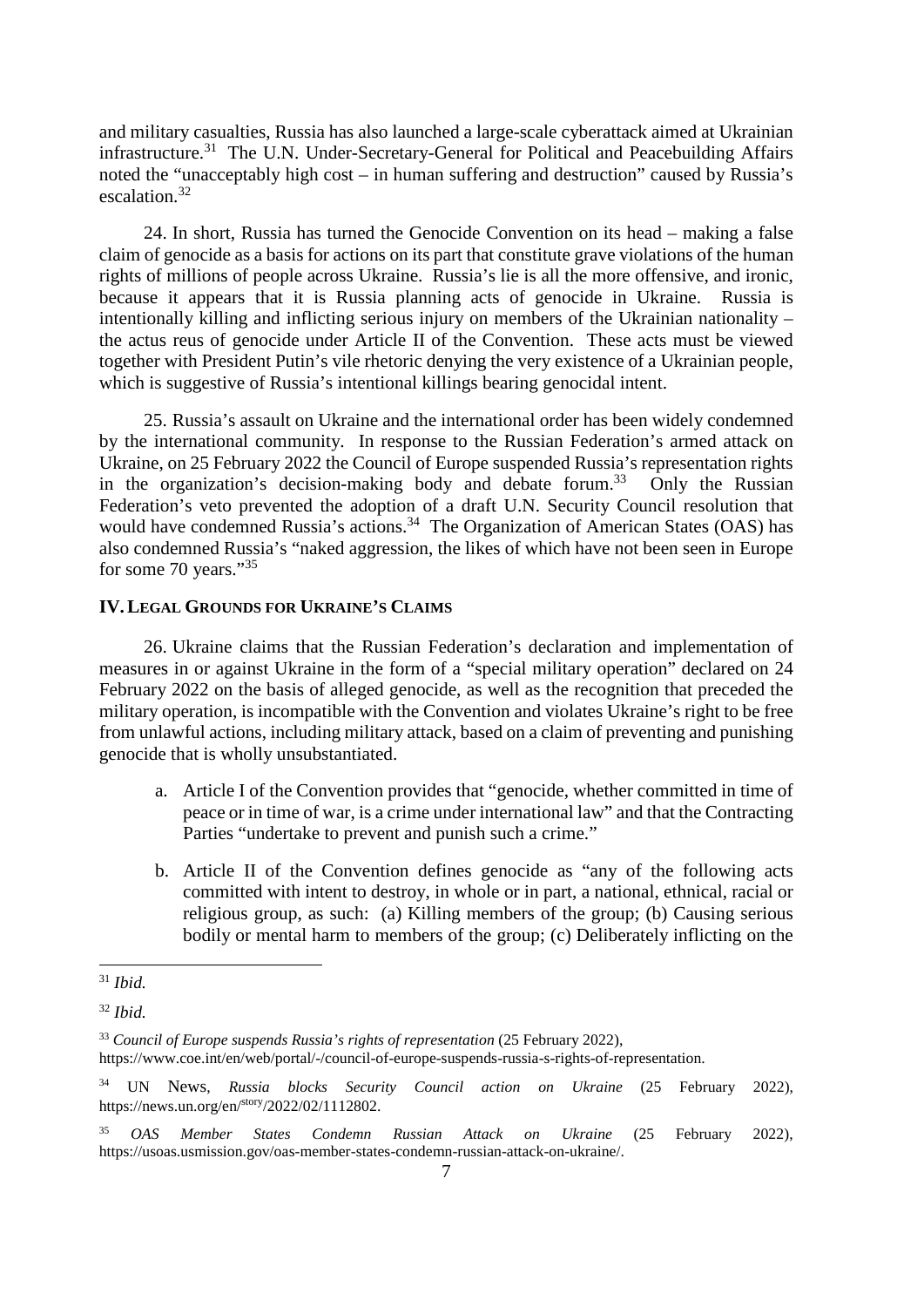and military casualties, Russia has also launched a large-scale cyberattack aimed at Ukrainian infrastructure.[31] The U.N. Under-Secretary-General for Political and Peacebuilding Affairs noted the "unacceptably high cost – in human suffering and destruction" caused by Russia's escalation.[32]

24. In short, Russia has turned the Genocide Convention on its head – making a false claim of genocide as a basis for actions on its part that constitute grave violations of the human rights of millions of people across Ukraine. Russia's lie is all the more offensive, and ironic, because it appears that it is Russia planning acts of genocide in Ukraine. Russia is intentionally killing and inflicting serious injury on members of the Ukrainian nationality – the actus reus of genocide under Article II of the Convention. These acts must be viewed together with President Putin's vile rhetoric denying the very existence of a Ukrainian people, which is suggestive of Russia's intentional killings bearing genocidal intent.

25. Russia's assault on Ukraine and the international order has been widely condemned by the international community. In response to the Russian Federation's armed attack on Ukraine, on 25 February 2022 the Council of Europe suspended Russia's representation rights in the organization's decision-making body and debate forum.[33] Only the Russian Federation's veto prevented the adoption of a draft U.N. Security Council resolution that would have condemned Russia's actions.[34] The Organization of American States (OAS) has also condemned Russia's "naked aggression, the likes of which have not been seen in Europe for some 70 years."[35]

## IV. Legal Grounds for Ukraine's Claims

26. Ukraine claims that the Russian Federation's declaration and implementation of measures in or against Ukraine in the form of a "special military operation" declared on 24 February 2022 on the basis of alleged genocide, as well as the recognition that preceded the military operation, is incompatible with the Convention and violates Ukraine's right to be free from unlawful actions, including military attack, based on a claim of preventing and punishing genocide that is wholly unsubstantiated.

a. Article I of the Convention provides that "genocide, whether committed in time of peace or in time of war, is a crime under international law" and that the Contracting Parties "undertake to prevent and punish such a crime."

b. Article II of the Convention defines genocide as "any of the following acts committed with intent to destroy, in whole or in part, a national, ethnical, racial or religious group, as such: (a) Killing members of the group; (b) Causing serious bodily or mental harm to members of the group; (c) Deliberately inflicting on the

---

[31] *Ibid.*

[32] *Ibid.*

[33] *Council of Europe suspends Russia's rights of representation* (25 February 2022), https://www.coe.int/en/web/portal/-/council-of-europe-suspends-russia-s-rights-of-representation.

[34] UN News, *Russia blocks Security Council action on Ukraine* (25 February 2022), https://news.un.org/en/story/2022/02/1112802.

[35] *OAS Member States Condemn Russian Attack on Ukraine* (25 February 2022), https://usoas.usmission.gov/oas-member-states-condemn-russian-attack-on-ukraine/.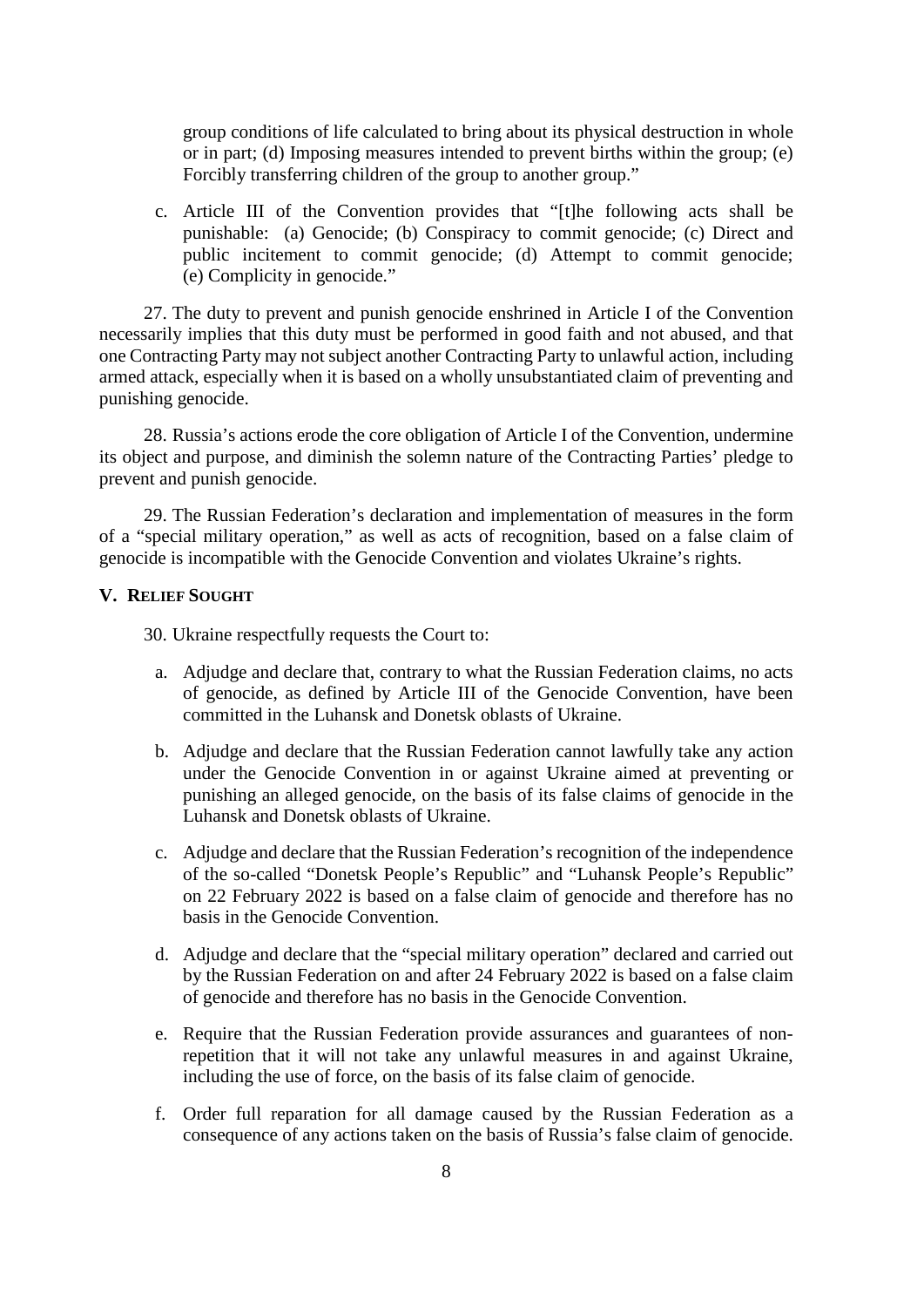group conditions of life calculated to bring about its physical destruction in whole or in part; (d) Imposing measures intended to prevent births within the group; (e) Forcibly transferring children of the group to another group."

c. Article III of the Convention provides that "[t]he following acts shall be punishable: (a) Genocide; (b) Conspiracy to commit genocide; (c) Direct and public incitement to commit genocide; (d) Attempt to commit genocide; (e) Complicity in genocide."

27. The duty to prevent and punish genocide enshrined in Article I of the Convention necessarily implies that this duty must be performed in good faith and not abused, and that one Contracting Party may not subject another Contracting Party to unlawful action, including armed attack, especially when it is based on a wholly unsubstantiated claim of preventing and punishing genocide.

28. Russia's actions erode the core obligation of Article I of the Convention, undermine its object and purpose, and diminish the solemn nature of the Contracting Parties' pledge to prevent and punish genocide.

29. The Russian Federation's declaration and implementation of measures in the form of a "special military operation," as well as acts of recognition, based on a false claim of genocide is incompatible with the Genocide Convention and violates Ukraine's rights.

## V. Relief Sought

30. Ukraine respectfully requests the Court to:

a. Adjudge and declare that, contrary to what the Russian Federation claims, no acts of genocide, as defined by Article III of the Genocide Convention, have been committed in the Luhansk and Donetsk oblasts of Ukraine.

b. Adjudge and declare that the Russian Federation cannot lawfully take any action under the Genocide Convention in or against Ukraine aimed at preventing or punishing an alleged genocide, on the basis of its false claims of genocide in the Luhansk and Donetsk oblasts of Ukraine.

c. Adjudge and declare that the Russian Federation's recognition of the independence of the so-called "Donetsk People's Republic" and "Luhansk People's Republic" on 22 February 2022 is based on a false claim of genocide and therefore has no basis in the Genocide Convention.

d. Adjudge and declare that the "special military operation" declared and carried out by the Russian Federation on and after 24 February 2022 is based on a false claim of genocide and therefore has no basis in the Genocide Convention.

e. Require that the Russian Federation provide assurances and guarantees of non-repetition that it will not take any unlawful measures in and against Ukraine, including the use of force, on the basis of its false claim of genocide.

f. Order full reparation for all damage caused by the Russian Federation as a consequence of any actions taken on the basis of Russia's false claim of genocide.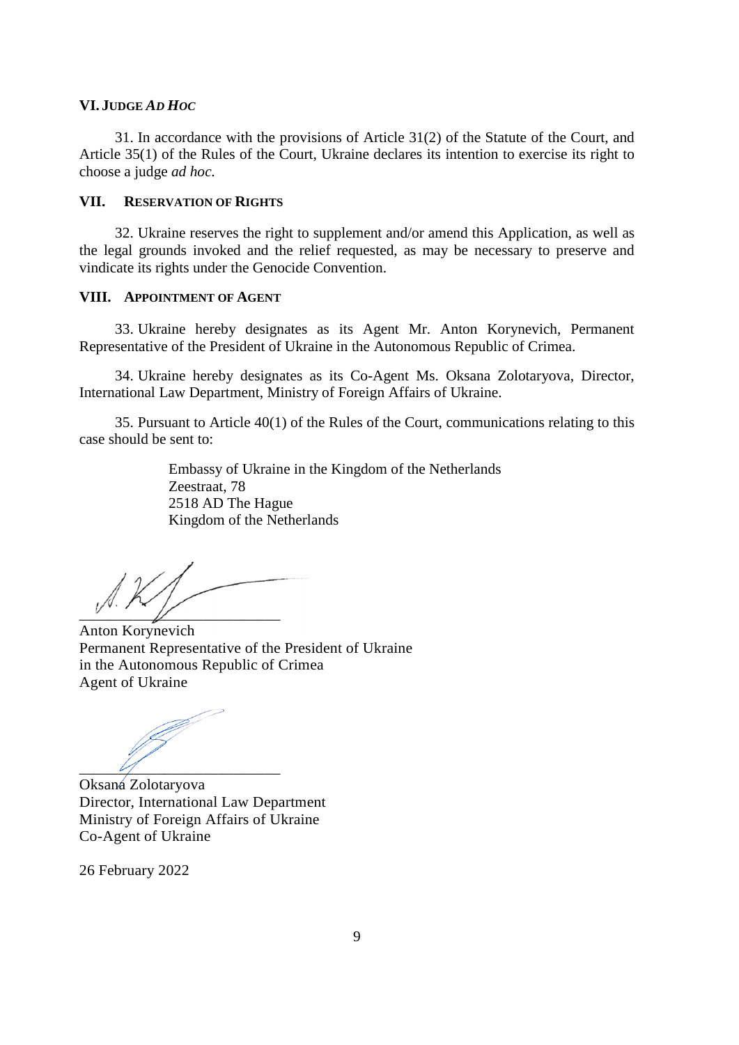## VI. Judge *Ad Hoc*

31. In accordance with the provisions of Article 31(2) of the Statute of the Court, and Article 35(1) of the Rules of the Court, Ukraine declares its intention to exercise its right to choose a judge *ad hoc*.

## VII. Reservation of Rights

32. Ukraine reserves the right to supplement and/or amend this Application, as well as the legal grounds invoked and the relief requested, as may be necessary to preserve and vindicate its rights under the Genocide Convention.

## VIII. Appointment of Agent

33. Ukraine hereby designates as its Agent Mr. Anton Korynevich, Permanent Representative of the President of Ukraine in the Autonomous Republic of Crimea.

34. Ukraine hereby designates as its Co-Agent Ms. Oksana Zolotaryova, Director, International Law Department, Ministry of Foreign Affairs of Ukraine.

35. Pursuant to Article 40(1) of the Rules of the Court, communications relating to this case should be sent to:

> Embassy of Ukraine in the Kingdom of the Netherlands
> Zeestraat, 78
> 2518 AD The Hague
> Kingdom of the Netherlands

\_\_\_\_\_\_\_\_\_\_\_\_\_\_\_\_\_\_\_\_\_\_\_\_\_\_
Anton Korynevich
Permanent Representative of the President of Ukraine
in the Autonomous Republic of Crimea
Agent of Ukraine

\_\_\_\_\_\_\_\_\_\_\_\_\_\_\_\_\_\_\_\_\_\_\_\_\_\_
Oksana Zolotaryova
Director, International Law Department
Ministry of Foreign Affairs of Ukraine
Co-Agent of Ukraine

26 February 2022